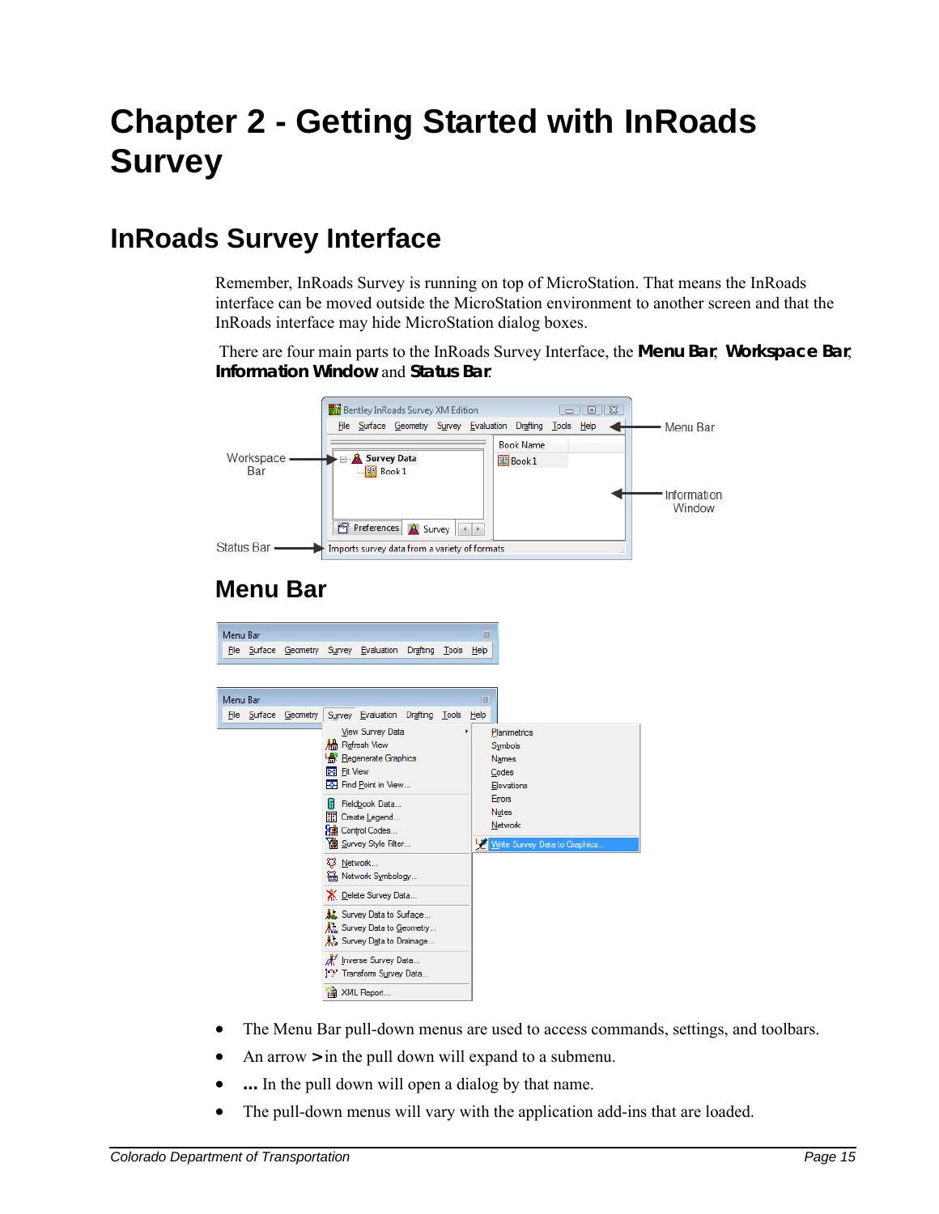# Chapter 2 - Getting Started with InRoads Survey

## InRoads Survey Interface

Remember, InRoads Survey is running on top of MicroStation. That means the InRoads interface can be moved outside the MicroStation environment to another screen and that the InRoads interface may hide MicroStation dialog boxes.

There are four main parts to the InRoads Survey Interface, the **Menu Bar**, **Workspace Bar**, **Information Window** and **Status Bar**.

### Menu Bar

- The Menu Bar pull-down menus are used to access commands, settings, and toolbars.
- An arrow **>** in the pull down will expand to a submenu.
- **...** In the pull down will open a dialog by that name.
- The pull-down menus will vary with the application add-ins that are loaded.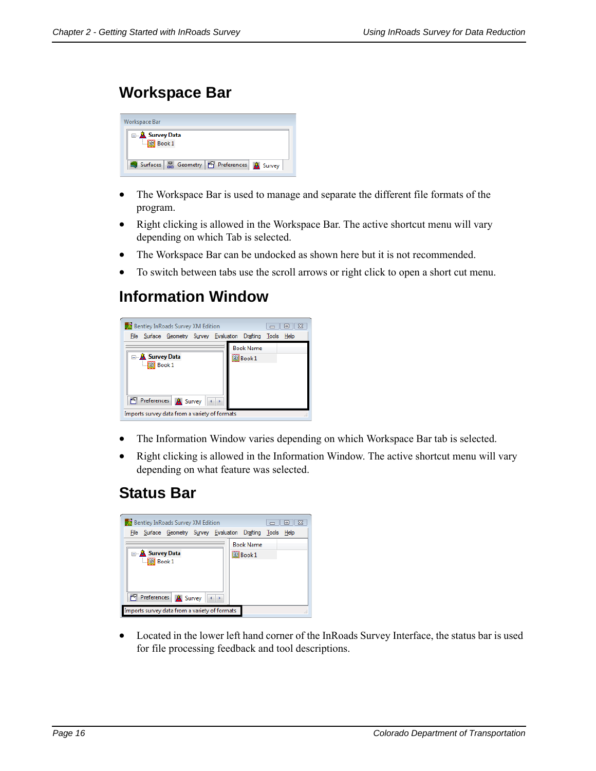## Workspace Bar

- The Workspace Bar is used to manage and separate the different file formats of the program.
- Right clicking is allowed in the Workspace Bar. The active shortcut menu will vary depending on which Tab is selected.
- The Workspace Bar can be undocked as shown here but it is not recommended.
- To switch between tabs use the scroll arrows or right click to open a short cut menu.

## Information Window

- The Information Window varies depending on which Workspace Bar tab is selected.
- Right clicking is allowed in the Information Window. The active shortcut menu will vary depending on what feature was selected.

## Status Bar

- Located in the lower left hand corner of the InRoads Survey Interface, the status bar is used for file processing feedback and tool descriptions.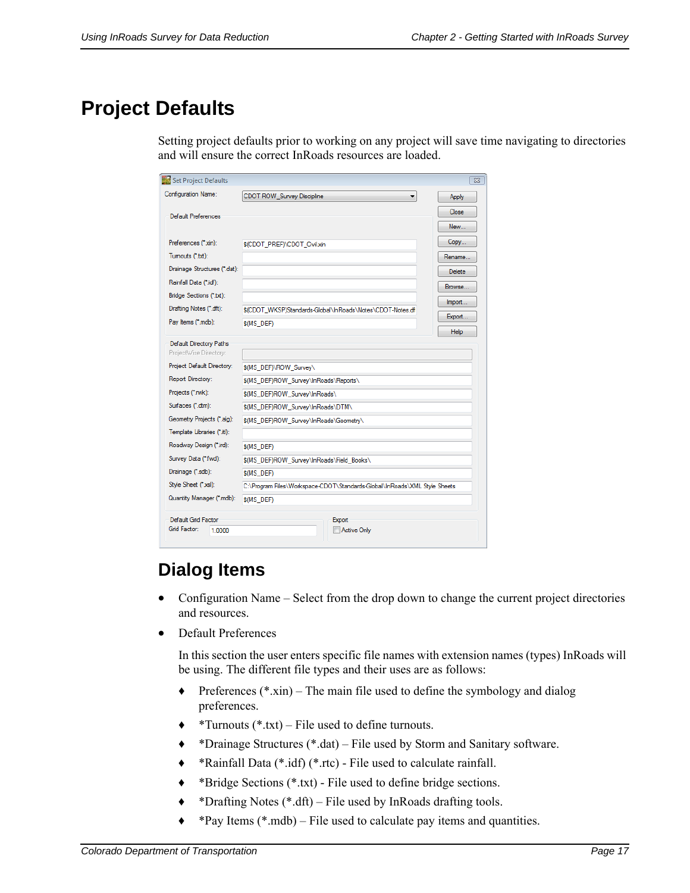# Project Defaults

Setting project defaults prior to working on any project will save time navigating to directories and will ensure the correct InRoads resources are loaded.

## Dialog Items

- Configuration Name – Select from the drop down to change the current project directories and resources.
- Default Preferences

  In this section the user enters specific file names with extension names (types) InRoads will be using. The different file types and their uses are as follows:

  - Preferences (*.xin) – The main file used to define the symbology and dialog preferences.
  - *Turnouts (*.txt) – File used to define turnouts.
  - *Drainage Structures (*.dat) – File used by Storm and Sanitary software.
  - *Rainfall Data (*.idf) (*.rtc) - File used to calculate rainfall.
  - *Bridge Sections (*.txt) - File used to define bridge sections.
  - *Drafting Notes (*.dft) – File used by InRoads drafting tools.
  - *Pay Items (*.mdb) – File used to calculate pay items and quantities.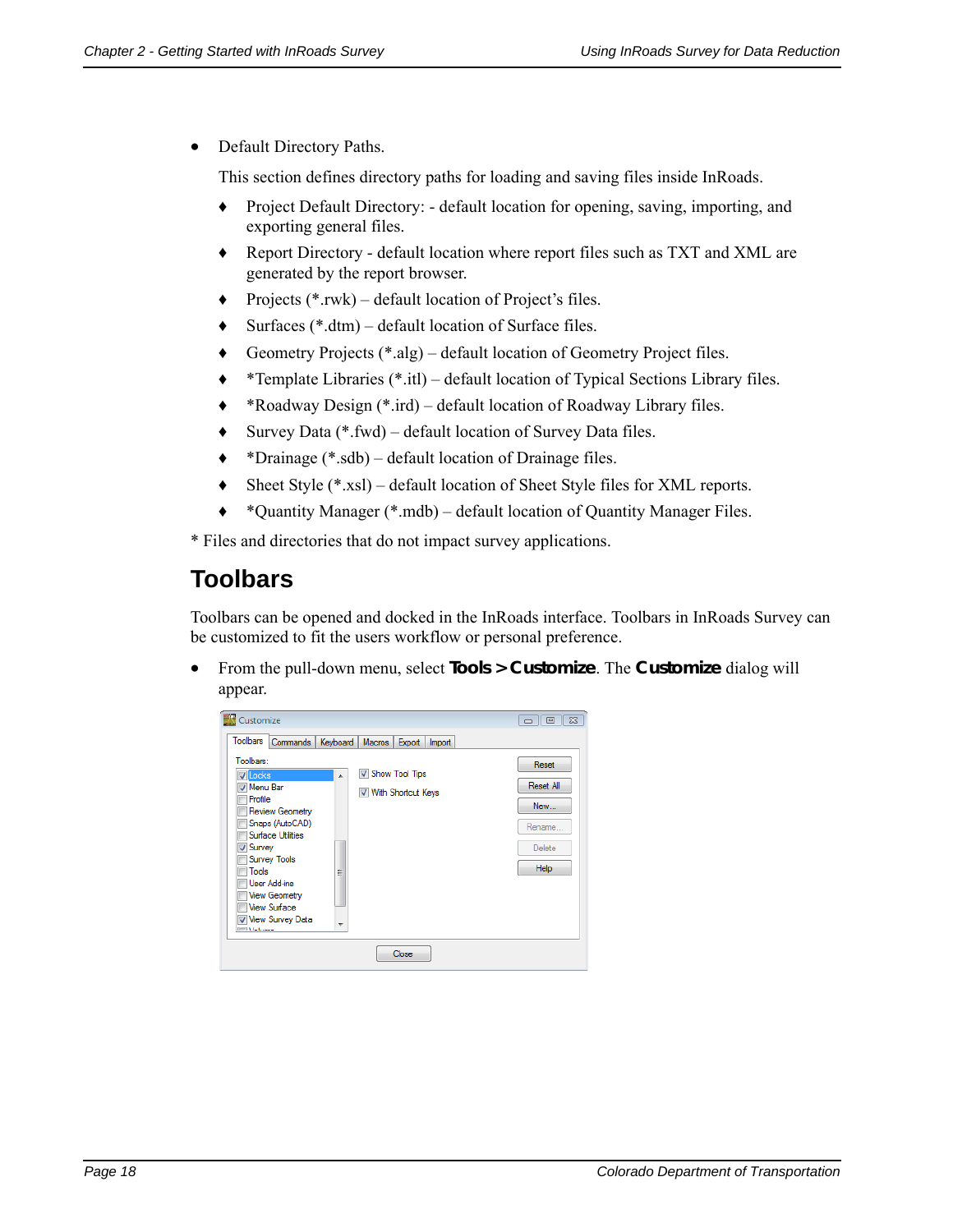- Default Directory Paths.

  This section defines directory paths for loading and saving files inside InRoads.

  - Project Default Directory: - default location for opening, saving, importing, and exporting general files.
  - Report Directory - default location where report files such as TXT and XML are generated by the report browser.
  - Projects (*.rwk) – default location of Project's files.
  - Surfaces (*.dtm) – default location of Surface files.
  - Geometry Projects (*.alg) – default location of Geometry Project files.
  - *Template Libraries (*.itl) – default location of Typical Sections Library files.
  - *Roadway Design (*.ird) – default location of Roadway Library files.
  - Survey Data (*.fwd) – default location of Survey Data files.
  - *Drainage (*.sdb) – default location of Drainage files.
  - Sheet Style (*.xsl) – default location of Sheet Style files for XML reports.
  - *Quantity Manager (*.mdb) – default location of Quantity Manager Files.

* Files and directories that do not impact survey applications.

## Toolbars

Toolbars can be opened and docked in the InRoads interface. Toolbars in InRoads Survey can be customized to fit the users workflow or personal preference.

- From the pull-down menu, select **Tools > Customize**. The **Customize** dialog will appear.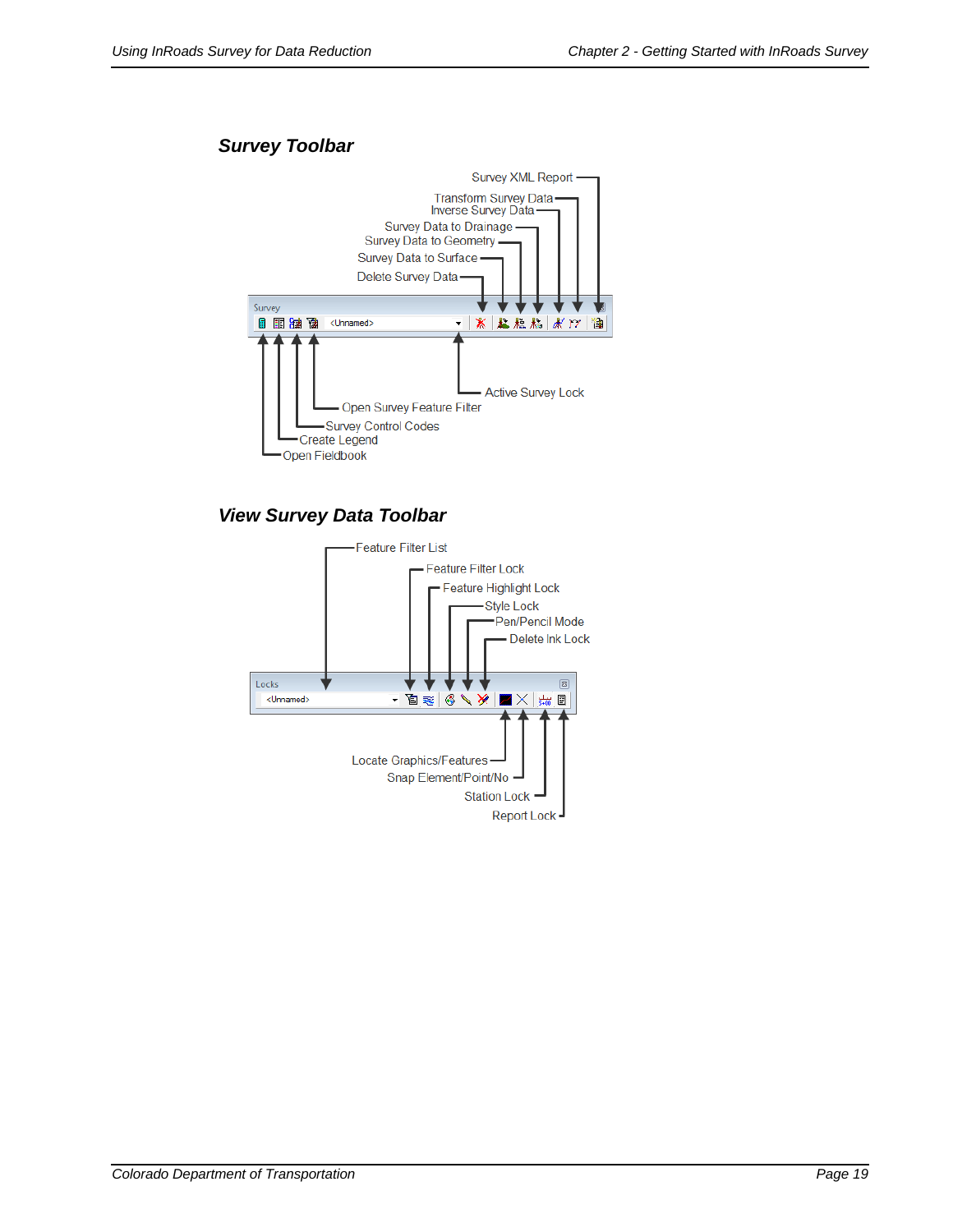### Survey Toolbar

Survey XML Report

Transform Survey Data

Inverse Survey Data

Survey Data to Drainage

Survey Data to Geometry

Survey Data to Surface

Delete Survey Data

Active Survey Lock

Open Survey Feature Filter

Survey Control Codes

Create Legend

Open Fieldbook

### View Survey Data Toolbar

Feature Filter List

Feature Filter Lock

Feature Highlight Lock

Style Lock

Pen/Pencil Mode

Delete Ink Lock

Locate Graphics/Features

Snap Element/Point/No

Station Lock

Report Lock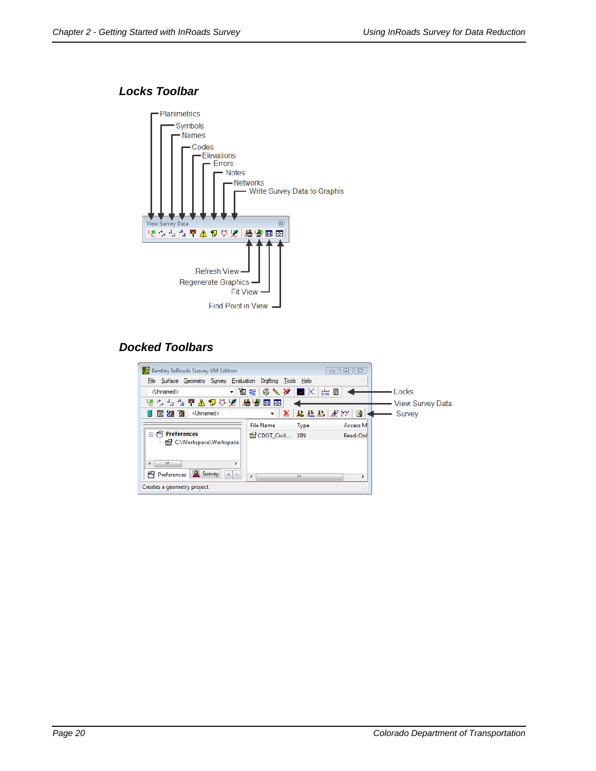## Locks Toolbar

Planimetrics
Symbols
Names
Codes
Elevations
Errors
Notes
Networks
Write Survey Data to Graphis

View Survey Data

Refresh View
Regenerate Graphics
Fit View
Find Point in View

## Docked Toolbars

Locks
View Survey Data
Survey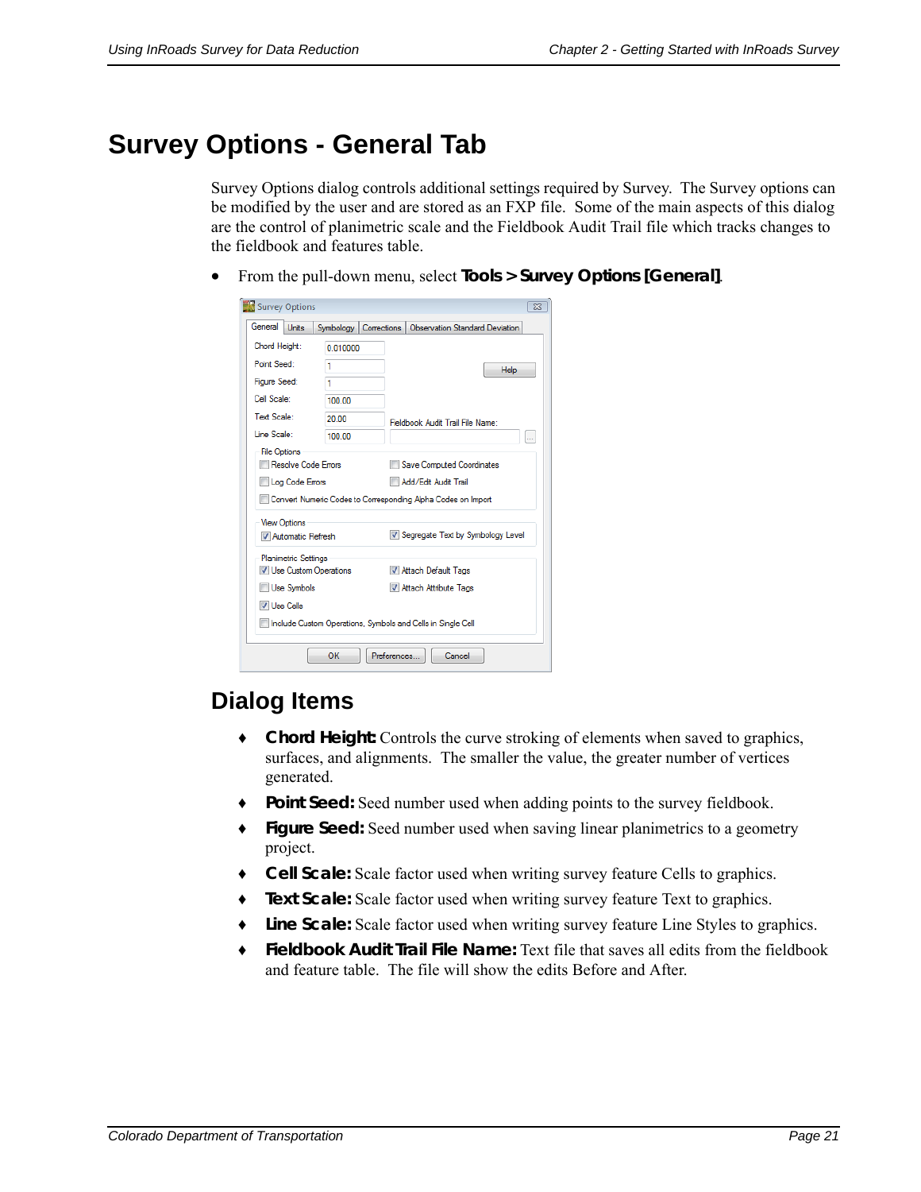# Survey Options - General Tab

Survey Options dialog controls additional settings required by Survey. The Survey options can be modified by the user and are stored as an FXP file. Some of the main aspects of this dialog are the control of planimetric scale and the Fieldbook Audit Trail file which tracks changes to the fieldbook and features table.

- From the pull-down menu, select **Tools > Survey Options [General]**.

## Dialog Items

- **Chord Height:** Controls the curve stroking of elements when saved to graphics, surfaces, and alignments. The smaller the value, the greater number of vertices generated.
- **Point Seed:** Seed number used when adding points to the survey fieldbook.
- **Figure Seed:** Seed number used when saving linear planimetrics to a geometry project.
- **Cell Scale:** Scale factor used when writing survey feature Cells to graphics.
- **Text Scale:** Scale factor used when writing survey feature Text to graphics.
- **Line Scale:** Scale factor used when writing survey feature Line Styles to graphics.
- **Fieldbook Audit Trail File Name:** Text file that saves all edits from the fieldbook and feature table. The file will show the edits Before and After.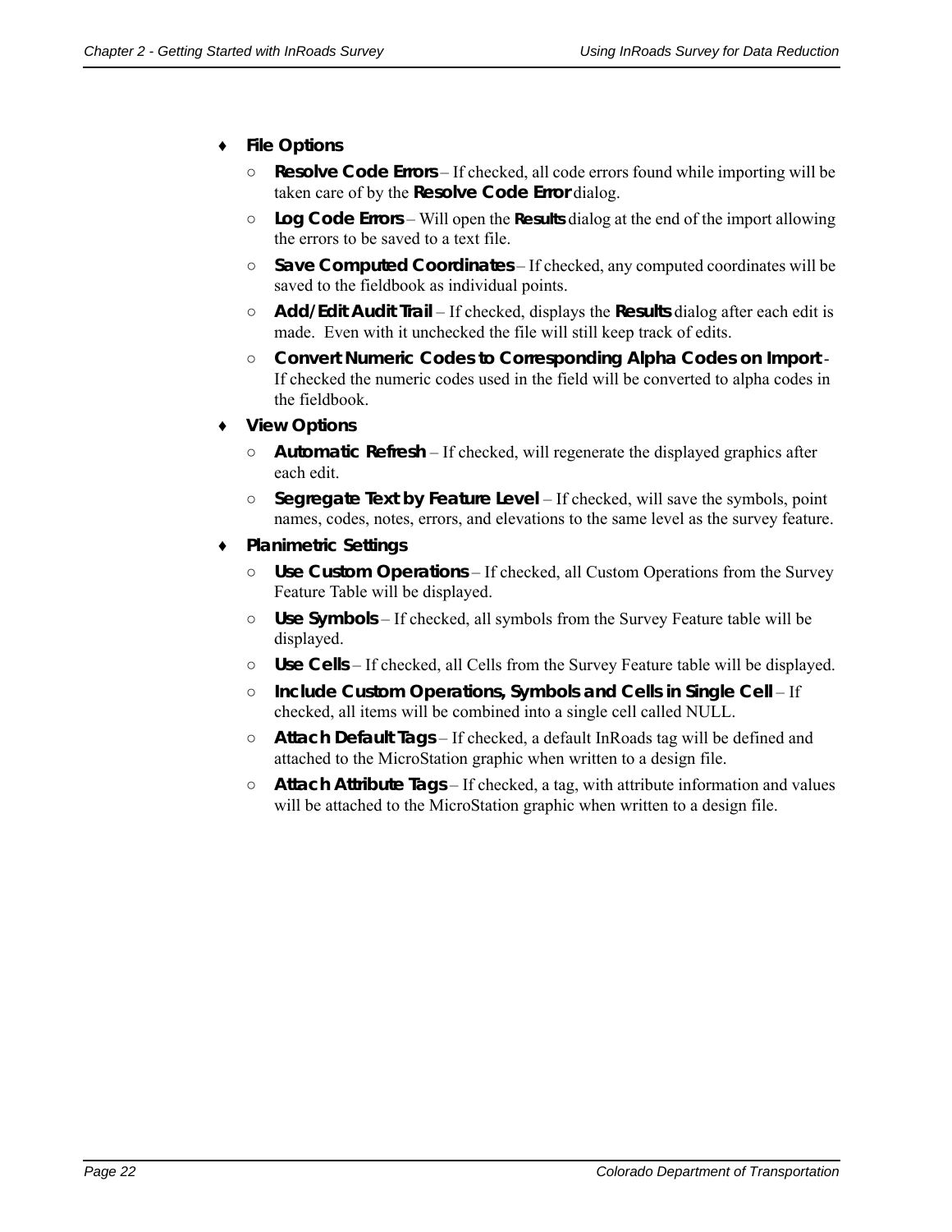- **File Options**
  - **Resolve Code Errors** – If checked, all code errors found while importing will be taken care of by the **Resolve Code Error** dialog.
  - **Log Code Errors** – Will open the **Results** dialog at the end of the import allowing the errors to be saved to a text file.
  - **Save Computed Coordinates** – If checked, any computed coordinates will be saved to the fieldbook as individual points.
  - **Add/Edit Audit Trail** – If checked, displays the **Results** dialog after each edit is made. Even with it unchecked the file will still keep track of edits.
  - **Convert Numeric Codes to Corresponding Alpha Codes on Import** - If checked the numeric codes used in the field will be converted to alpha codes in the fieldbook.
- **View Options**
  - **Automatic Refresh** – If checked, will regenerate the displayed graphics after each edit.
  - **Segregate Text by Feature Level** – If checked, will save the symbols, point names, codes, notes, errors, and elevations to the same level as the survey feature.
- **Planimetric Settings**
  - **Use Custom Operations** – If checked, all Custom Operations from the Survey Feature Table will be displayed.
  - **Use Symbols** – If checked, all symbols from the Survey Feature table will be displayed.
  - **Use Cells** – If checked, all Cells from the Survey Feature table will be displayed.
  - **Include Custom Operations, Symbols and Cells in Single Cell** – If checked, all items will be combined into a single cell called NULL.
  - **Attach Default Tags** – If checked, a default InRoads tag will be defined and attached to the MicroStation graphic when written to a design file.
  - **Attach Attribute Tags** – If checked, a tag, with attribute information and values will be attached to the MicroStation graphic when written to a design file.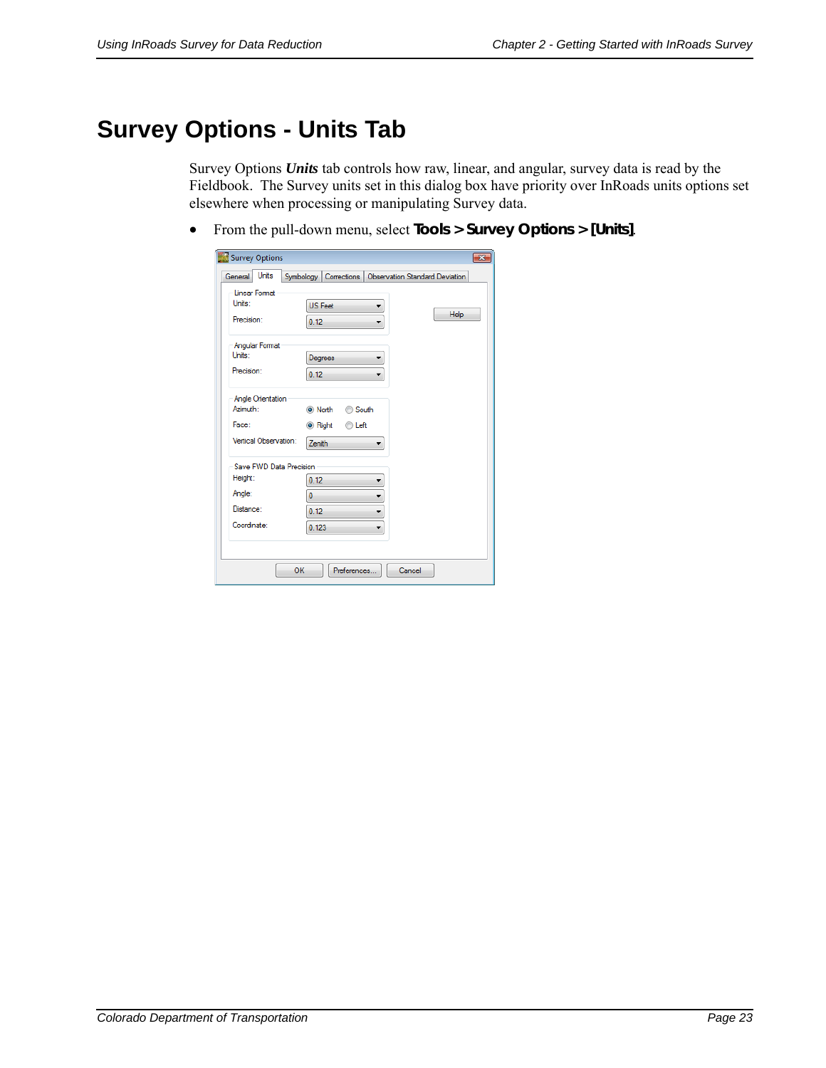# Survey Options - Units Tab

Survey Options ***Units*** tab controls how raw, linear, and angular, survey data is read by the Fieldbook. The Survey units set in this dialog box have priority over InRoads units options set elsewhere when processing or manipulating Survey data.

- From the pull-down menu, select **Tools > Survey Options > [Units]**.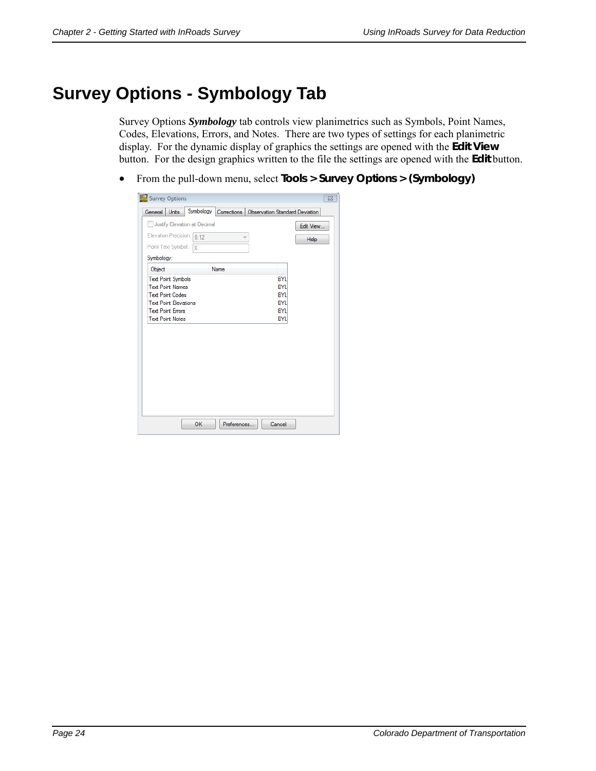# Survey Options - Symbology Tab

Survey Options ***Symbology*** tab controls view planimetrics such as Symbols, Point Names, Codes, Elevations, Errors, and Notes. There are two types of settings for each planimetric display. For the dynamic display of graphics the settings are opened with the **Edit View** button. For the design graphics written to the file the settings are opened with the **Edit** button.

- From the pull-down menu, select **Tools > Survey Options > (Symbology)**